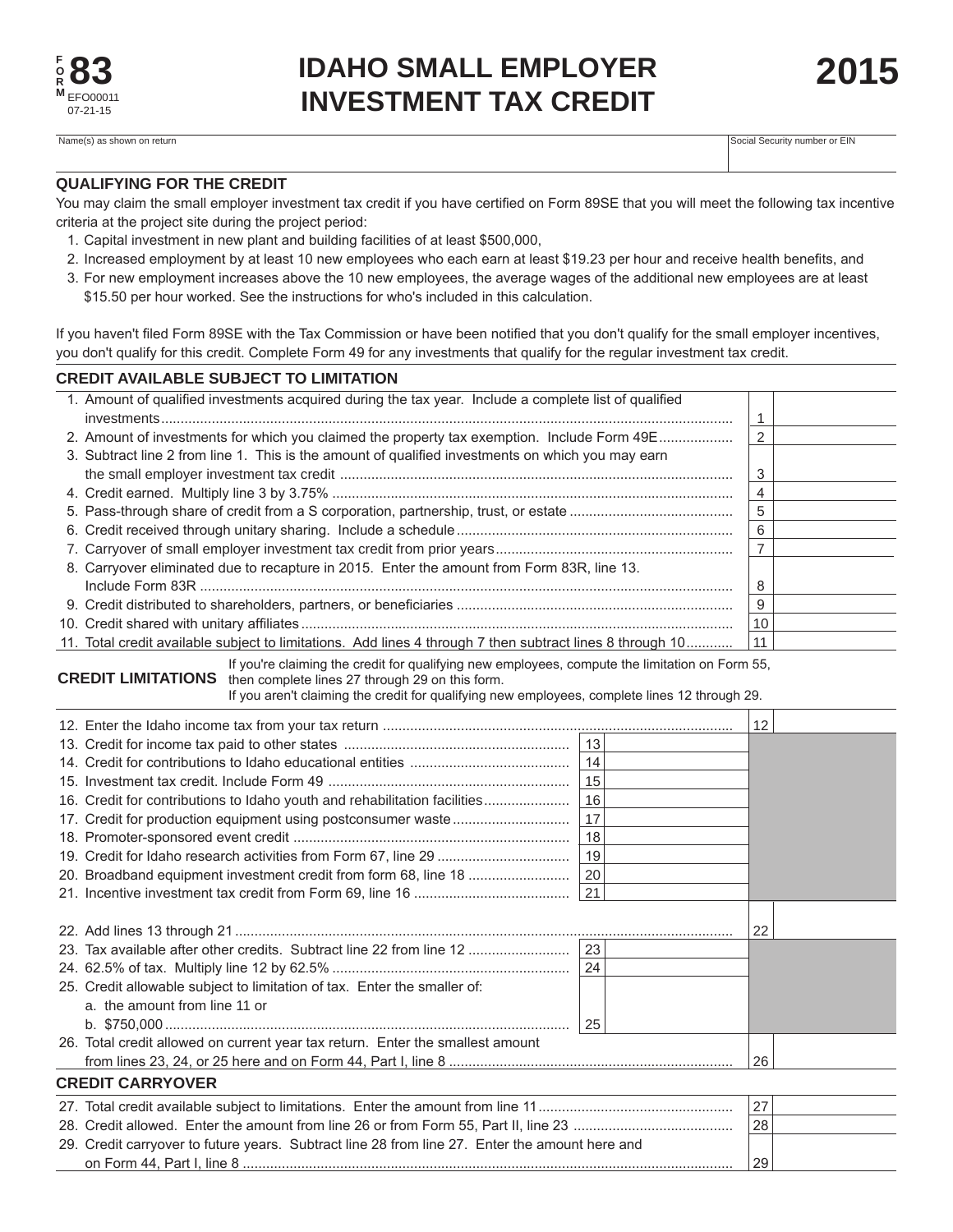FORM 83
EFO00011
07-21-15

# IDAHO SMALL EMPLOYER INVESTMENT TAX CREDIT

# 2015

| Name(s) as shown on return | Social Security number or EIN |
|---|---|
| | |

## QUALIFYING FOR THE CREDIT

You may claim the small employer investment tax credit if you have certified on Form 89SE that you will meet the following tax incentive criteria at the project site during the project period:

1. Capital investment in new plant and building facilities of at least $500,000,
2. Increased employment by at least 10 new employees who each earn at least $19.23 per hour and receive health benefits, and
3. For new employment increases above the 10 new employees, the average wages of the additional new employees are at least $15.50 per hour worked. See the instructions for who's included in this calculation.

If you haven't filed Form 89SE with the Tax Commission or have been notified that you don't qualify for the small employer incentives, you don't qualify for this credit. Complete Form 49 for any investments that qualify for the regular investment tax credit.

## CREDIT AVAILABLE SUBJECT TO LIMITATION

| Line | Description | Line | Amount |
|---|---|---|---|
| 1. | Amount of qualified investments acquired during the tax year. Include a complete list of qualified investments | 1 | |
| 2. | Amount of investments for which you claimed the property tax exemption. Include Form 49E | 2 | |
| 3. | Subtract line 2 from line 1. This is the amount of qualified investments on which you may earn the small employer investment tax credit | 3 | |
| 4. | Credit earned. Multiply line 3 by 3.75% | 4 | |
| 5. | Pass-through share of credit from a S corporation, partnership, trust, or estate | 5 | |
| 6. | Credit received through unitary sharing. Include a schedule | 6 | |
| 7. | Carryover of small employer investment tax credit from prior years | 7 | |
| 8. | Carryover eliminated due to recapture in 2015. Enter the amount from Form 83R, line 13. Include Form 83R | 8 | |
| 9. | Credit distributed to shareholders, partners, or beneficiaries | 9 | |
| 10. | Credit shared with unitary affiliates | 10 | |
| 11. | Total credit available subject to limitations. Add lines 4 through 7 then subtract lines 8 through 10 | 11 | |

## CREDIT LIMITATIONS

If you're claiming the credit for qualifying new employees, compute the limitation on Form 55, then complete lines 27 through 29 on this form.
If you aren't claiming the credit for qualifying new employees, complete lines 12 through 29.

| Line | Description | Line | Amount | Line | Amount |
|---|---|---|---|---|---|
| 12. | Enter the Idaho income tax from your tax return | | | 12 | |
| 13. | Credit for income tax paid to other states | 13 | | | |
| 14. | Credit for contributions to Idaho educational entities | 14 | | | |
| 15. | Investment tax credit. Include Form 49 | 15 | | | |
| 16. | Credit for contributions to Idaho youth and rehabilitation facilities | 16 | | | |
| 17. | Credit for production equipment using postconsumer waste | 17 | | | |
| 18. | Promoter-sponsored event credit | 18 | | | |
| 19. | Credit for Idaho research activities from Form 67, line 29 | 19 | | | |
| 20. | Broadband equipment investment credit from form 68, line 18 | 20 | | | |
| 21. | Incentive investment tax credit from Form 69, line 16 | 21 | | | |
| 22. | Add lines 13 through 21 | | | 22 | |
| 23. | Tax available after other credits. Subtract line 22 from line 12 | 23 | | | |
| 24. | 62.5% of tax. Multiply line 12 by 62.5% | 24 | | | |
| 25. | Credit allowable subject to limitation of tax. Enter the smaller of: a. the amount from line 11 or b. $750,000 | 25 | | | |
| 26. | Total credit allowed on current year tax return. Enter the smallest amount from lines 23, 24, or 25 here and on Form 44, Part I, line 8 | | | 26 | |

## CREDIT CARRYOVER

| Line | Description | Line | Amount |
|---|---|---|---|
| 27. | Total credit available subject to limitations. Enter the amount from line 11 | 27 | |
| 28. | Credit allowed. Enter the amount from line 26 or from Form 55, Part II, line 23 | 28 | |
| 29. | Credit carryover to future years. Subtract line 28 from line 27. Enter the amount here and on Form 44, Part I, line 8 | 29 | |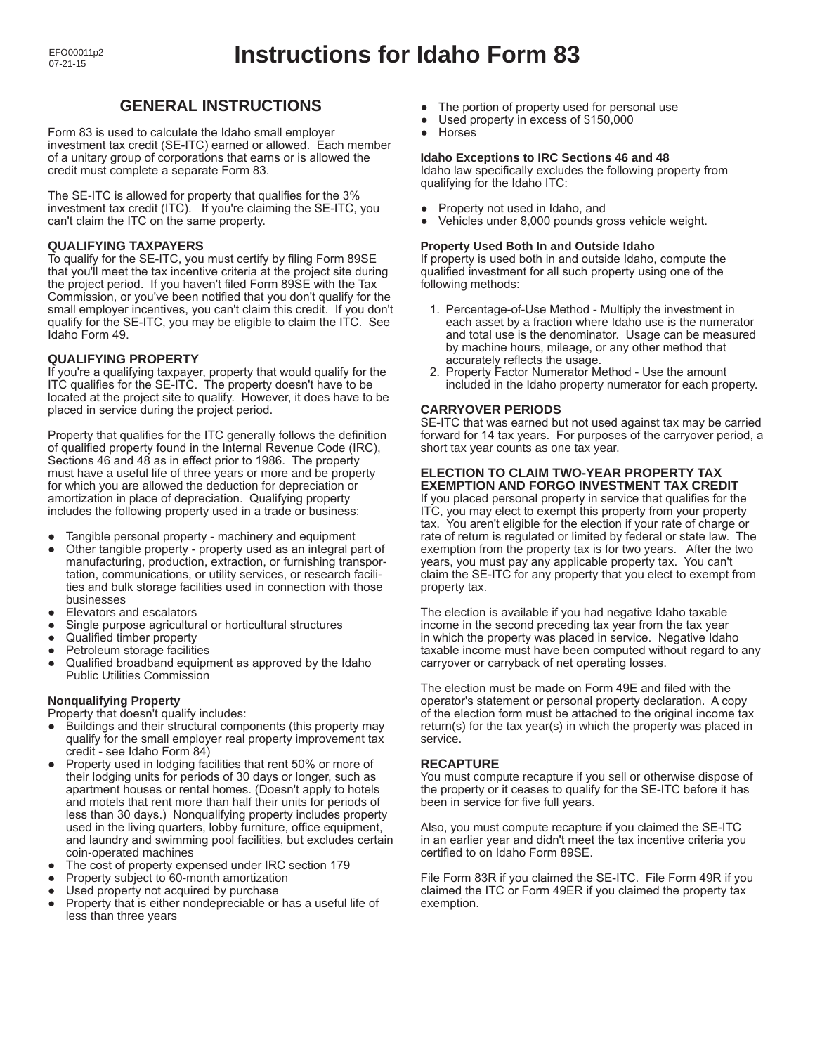# Instructions for Idaho Form 83

## GENERAL INSTRUCTIONS

Form 83 is used to calculate the Idaho small employer investment tax credit (SE-ITC) earned or allowed. Each member of a unitary group of corporations that earns or is allowed the credit must complete a separate Form 83.

The SE-ITC is allowed for property that qualifies for the 3% investment tax credit (ITC). If you're claiming the SE-ITC, you can't claim the ITC on the same property.

### QUALIFYING TAXPAYERS

To qualify for the SE-ITC, you must certify by filing Form 89SE that you'll meet the tax incentive criteria at the project site during the project period. If you haven't filed Form 89SE with the Tax Commission, or you've been notified that you don't qualify for the small employer incentives, you can't claim this credit. If you don't qualify for the SE-ITC, you may be eligible to claim the ITC. See Idaho Form 49.

### QUALIFYING PROPERTY

If you're a qualifying taxpayer, property that would qualify for the ITC qualifies for the SE-ITC. The property doesn't have to be located at the project site to qualify. However, it does have to be placed in service during the project period.

Property that qualifies for the ITC generally follows the definition of qualified property found in the Internal Revenue Code (IRC), Sections 46 and 48 as in effect prior to 1986. The property must have a useful life of three years or more and be property for which you are allowed the deduction for depreciation or amortization in place of depreciation. Qualifying property includes the following property used in a trade or business:

- Tangible personal property - machinery and equipment
- Other tangible property - property used as an integral part of manufacturing, production, extraction, or furnishing transportation, communications, or utility services, or research facilities and bulk storage facilities used in connection with those businesses
- Elevators and escalators
- Single purpose agricultural or horticultural structures
- Qualified timber property
- Petroleum storage facilities
- Qualified broadband equipment as approved by the Idaho Public Utilities Commission

#### Nonqualifying Property

Property that doesn't qualify includes:

- Buildings and their structural components (this property may qualify for the small employer real property improvement tax credit - see Idaho Form 84)
- Property used in lodging facilities that rent 50% or more of their lodging units for periods of 30 days or longer, such as apartment houses or rental homes. (Doesn't apply to hotels and motels that rent more than half their units for periods of less than 30 days.) Nonqualifying property includes property used in the living quarters, lobby furniture, office equipment, and laundry and swimming pool facilities, but excludes certain coin-operated machines
- The cost of property expensed under IRC section 179
- Property subject to 60-month amortization
- Used property not acquired by purchase
- Property that is either nondepreciable or has a useful life of less than three years
- The portion of property used for personal use
- Used property in excess of $150,000
- Horses

#### Idaho Exceptions to IRC Sections 46 and 48

Idaho law specifically excludes the following property from qualifying for the Idaho ITC:

- Property not used in Idaho, and
- Vehicles under 8,000 pounds gross vehicle weight.

#### Property Used Both In and Outside Idaho

If property is used both in and outside Idaho, compute the qualified investment for all such property using one of the following methods:

1. Percentage-of-Use Method - Multiply the investment in each asset by a fraction where Idaho use is the numerator and total use is the denominator. Usage can be measured by machine hours, mileage, or any other method that accurately reflects the usage.
2. Property Factor Numerator Method - Use the amount included in the Idaho property numerator for each property.

### CARRYOVER PERIODS

SE-ITC that was earned but not used against tax may be carried forward for 14 tax years. For purposes of the carryover period, a short tax year counts as one tax year.

### ELECTION TO CLAIM TWO-YEAR PROPERTY TAX EXEMPTION AND FORGO INVESTMENT TAX CREDIT

If you placed personal property in service that qualifies for the ITC, you may elect to exempt this property from your property tax. You aren't eligible for the election if your rate of charge or rate of return is regulated or limited by federal or state law. The exemption from the property tax is for two years. After the two years, you must pay any applicable property tax. You can't claim the SE-ITC for any property that you elect to exempt from property tax.

The election is available if you had negative Idaho taxable income in the second preceding tax year from the tax year in which the property was placed in service. Negative Idaho taxable income must have been computed without regard to any carryover or carryback of net operating losses.

The election must be made on Form 49E and filed with the operator's statement or personal property declaration. A copy of the election form must be attached to the original income tax return(s) for the tax year(s) in which the property was placed in service.

### RECAPTURE

You must compute recapture if you sell or otherwise dispose of the property or it ceases to qualify for the SE-ITC before it has been in service for five full years.

Also, you must compute recapture if you claimed the SE-ITC in an earlier year and didn't meet the tax incentive criteria you certified to on Idaho Form 89SE.

File Form 83R if you claimed the SE-ITC. File Form 49R if you claimed the ITC or Form 49ER if you claimed the property tax exemption.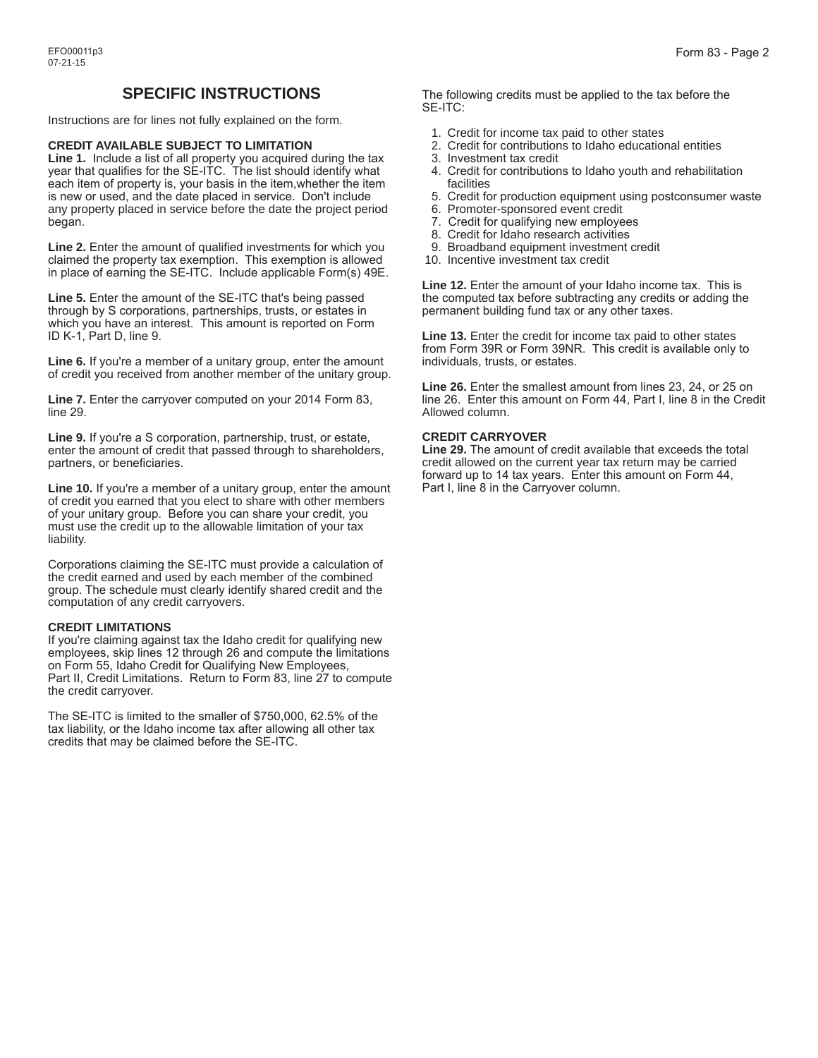## SPECIFIC INSTRUCTIONS

Instructions are for lines not fully explained on the form.

### CREDIT AVAILABLE SUBJECT TO LIMITATION

**Line 1.** Include a list of all property you acquired during the tax year that qualifies for the SE-ITC. The list should identify what each item of property is, your basis in the item,whether the item is new or used, and the date placed in service. Don't include any property placed in service before the date the project period began.

**Line 2.** Enter the amount of qualified investments for which you claimed the property tax exemption. This exemption is allowed in place of earning the SE-ITC. Include applicable Form(s) 49E.

**Line 5.** Enter the amount of the SE-ITC that's being passed through by S corporations, partnerships, trusts, or estates in which you have an interest. This amount is reported on Form ID K-1, Part D, line 9.

**Line 6.** If you're a member of a unitary group, enter the amount of credit you received from another member of the unitary group.

**Line 7.** Enter the carryover computed on your 2014 Form 83, line 29.

**Line 9.** If you're a S corporation, partnership, trust, or estate, enter the amount of credit that passed through to shareholders, partners, or beneficiaries.

**Line 10.** If you're a member of a unitary group, enter the amount of credit you earned that you elect to share with other members of your unitary group. Before you can share your credit, you must use the credit up to the allowable limitation of your tax liability.

Corporations claiming the SE-ITC must provide a calculation of the credit earned and used by each member of the combined group. The schedule must clearly identify shared credit and the computation of any credit carryovers.

### CREDIT LIMITATIONS

If you're claiming against tax the Idaho credit for qualifying new employees, skip lines 12 through 26 and compute the limitations on Form 55, Idaho Credit for Qualifying New Employees, Part II, Credit Limitations. Return to Form 83, line 27 to compute the credit carryover.

The SE-ITC is limited to the smaller of $750,000, 62.5% of the tax liability, or the Idaho income tax after allowing all other tax credits that may be claimed before the SE-ITC.

The following credits must be applied to the tax before the SE-ITC:

1. Credit for income tax paid to other states
2. Credit for contributions to Idaho educational entities
3. Investment tax credit
4. Credit for contributions to Idaho youth and rehabilitation facilities
5. Credit for production equipment using postconsumer waste
6. Promoter-sponsored event credit
7. Credit for qualifying new employees
8. Credit for Idaho research activities
9. Broadband equipment investment credit
10. Incentive investment tax credit

**Line 12.** Enter the amount of your Idaho income tax. This is the computed tax before subtracting any credits or adding the permanent building fund tax or any other taxes.

**Line 13.** Enter the credit for income tax paid to other states from Form 39R or Form 39NR. This credit is available only to individuals, trusts, or estates.

**Line 26.** Enter the smallest amount from lines 23, 24, or 25 on line 26. Enter this amount on Form 44, Part I, line 8 in the Credit Allowed column.

### CREDIT CARRYOVER

**Line 29.** The amount of credit available that exceeds the total credit allowed on the current year tax return may be carried forward up to 14 tax years. Enter this amount on Form 44, Part I, line 8 in the Carryover column.